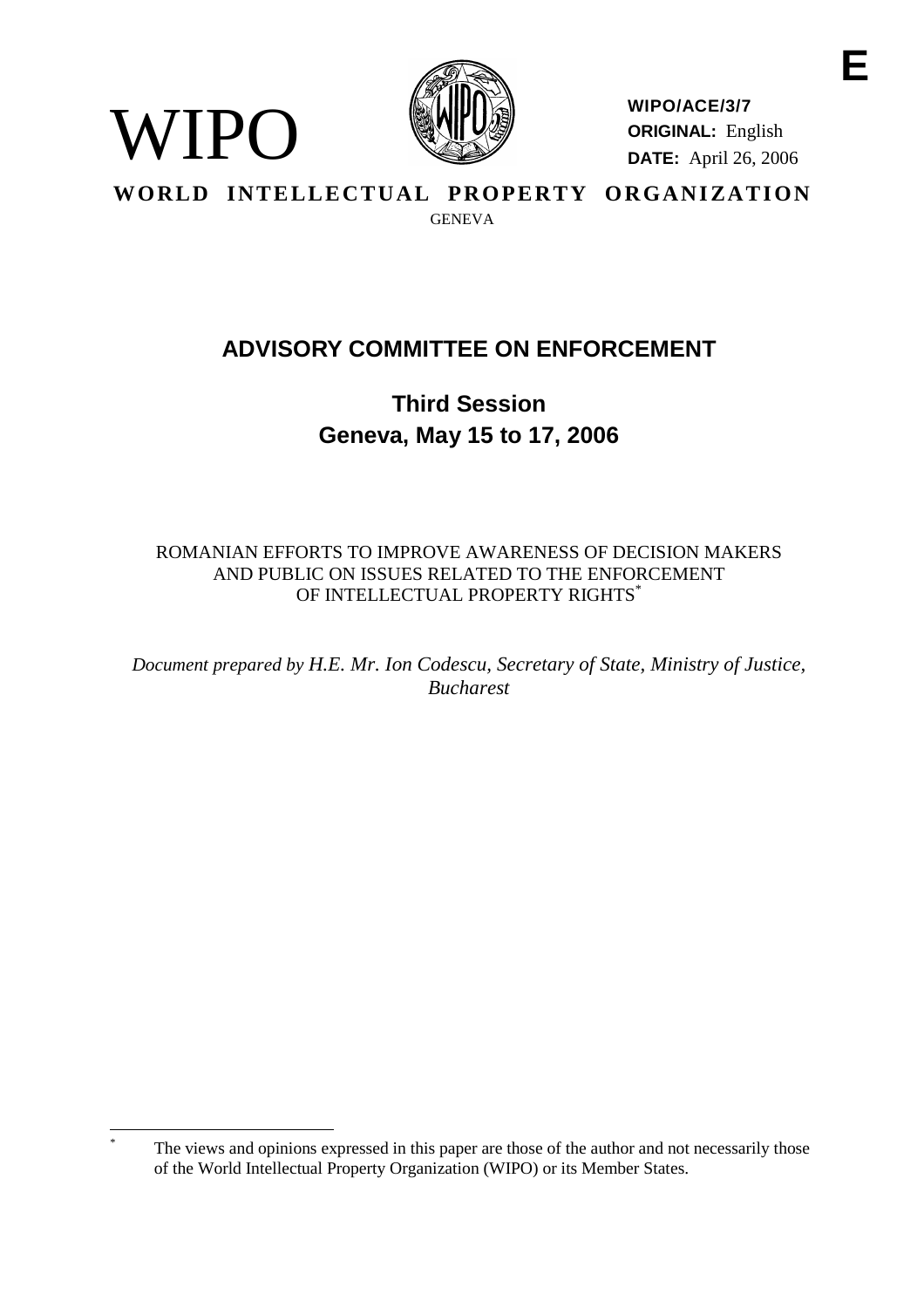E

WIPO

**WIPO/ACE/3/7**
**ORIGINAL:** English
**DATE:** April 26, 2006

**WORLD INTELLECTUAL PROPERTY ORGANIZATION**
GENEVA

# ADVISORY COMMITTEE ON ENFORCEMENT

## Third Session
## Geneva, May 15 to 17, 2006

ROMANIAN EFFORTS TO IMPROVE AWARENESS OF DECISION MAKERS AND PUBLIC ON ISSUES RELATED TO THE ENFORCEMENT OF INTELLECTUAL PROPERTY RIGHTS[*]

*Document prepared by H.E. Mr. Ion Codescu, Secretary of State, Ministry of Justice, Bucharest*

[*] The views and opinions expressed in this paper are those of the author and not necessarily those of the World Intellectual Property Organization (WIPO) or its Member States.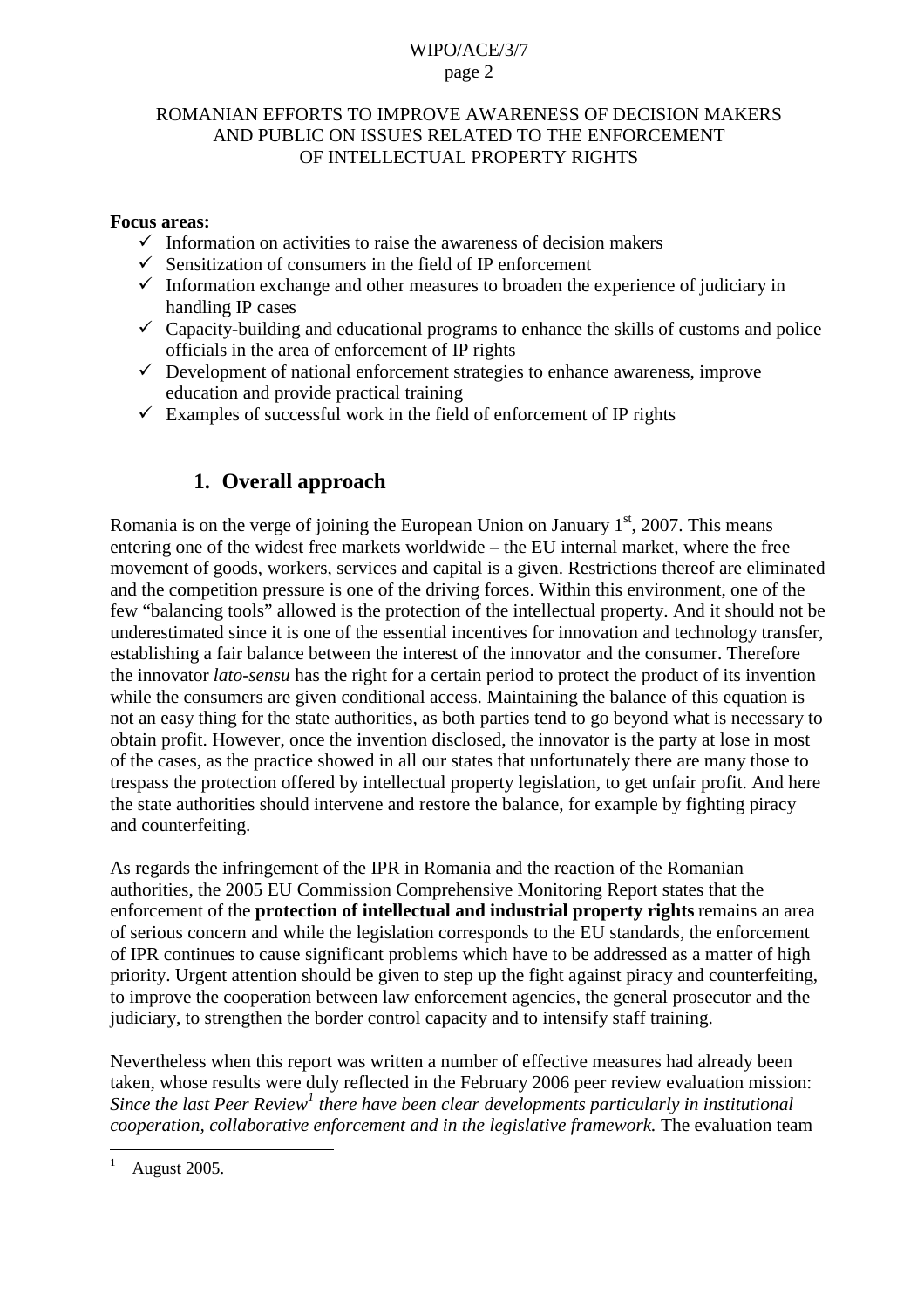ROMANIAN EFFORTS TO IMPROVE AWARENESS OF DECISION MAKERS AND PUBLIC ON ISSUES RELATED TO THE ENFORCEMENT OF INTELLECTUAL PROPERTY RIGHTS

**Focus areas:**

- ✓ Information on activities to raise the awareness of decision makers
- ✓ Sensitization of consumers in the field of IP enforcement
- ✓ Information exchange and other measures to broaden the experience of judiciary in handling IP cases
- ✓ Capacity-building and educational programs to enhance the skills of customs and police officials in the area of enforcement of IP rights
- ✓ Development of national enforcement strategies to enhance awareness, improve education and provide practical training
- ✓ Examples of successful work in the field of enforcement of IP rights

## 1. Overall approach

Romania is on the verge of joining the European Union on January 1st, 2007. This means entering one of the widest free markets worldwide – the EU internal market, where the free movement of goods, workers, services and capital is a given. Restrictions thereof are eliminated and the competition pressure is one of the driving forces. Within this environment, one of the few "balancing tools" allowed is the protection of the intellectual property. And it should not be underestimated since it is one of the essential incentives for innovation and technology transfer, establishing a fair balance between the interest of the innovator and the consumer. Therefore the innovator *lato-sensu* has the right for a certain period to protect the product of its invention while the consumers are given conditional access. Maintaining the balance of this equation is not an easy thing for the state authorities, as both parties tend to go beyond what is necessary to obtain profit. However, once the invention disclosed, the innovator is the party at lose in most of the cases, as the practice showed in all our states that unfortunately there are many those to trespass the protection offered by intellectual property legislation, to get unfair profit. And here the state authorities should intervene and restore the balance, for example by fighting piracy and counterfeiting.

As regards the infringement of the IPR in Romania and the reaction of the Romanian authorities, the 2005 EU Commission Comprehensive Monitoring Report states that the enforcement of the **protection of intellectual and industrial property rights** remains an area of serious concern and while the legislation corresponds to the EU standards, the enforcement of IPR continues to cause significant problems which have to be addressed as a matter of high priority. Urgent attention should be given to step up the fight against piracy and counterfeiting, to improve the cooperation between law enforcement agencies, the general prosecutor and the judiciary, to strengthen the border control capacity and to intensify staff training.

Nevertheless when this report was written a number of effective measures had already been taken, whose results were duly reflected in the February 2006 peer review evaluation mission: *Since the last Peer Review*[1] *there have been clear developments particularly in institutional cooperation, collaborative enforcement and in the legislative framework.* The evaluation team

[1] August 2005.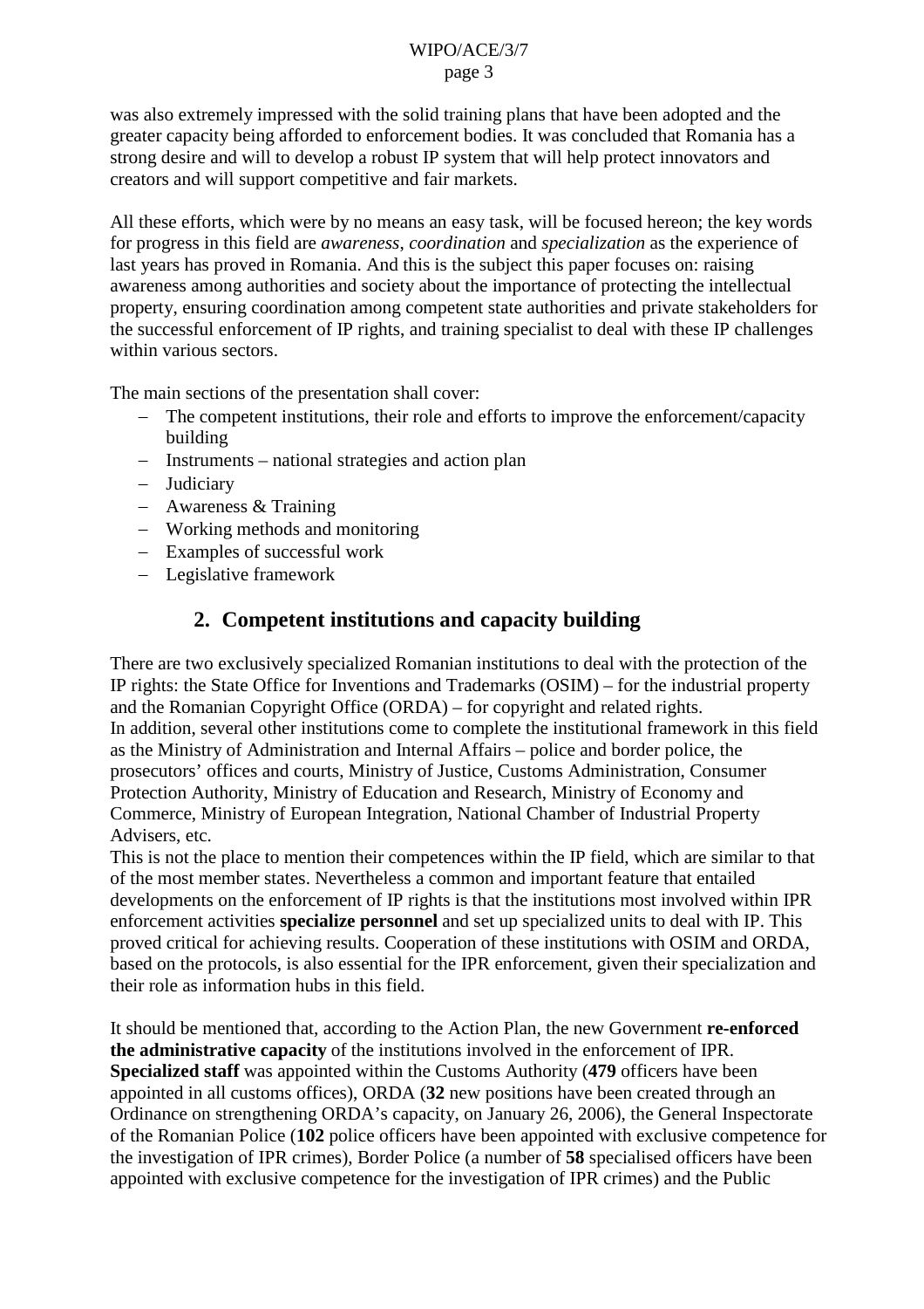was also extremely impressed with the solid training plans that have been adopted and the greater capacity being afforded to enforcement bodies. It was concluded that Romania has a strong desire and will to develop a robust IP system that will help protect innovators and creators and will support competitive and fair markets.

All these efforts, which were by no means an easy task, will be focused hereon; the key words for progress in this field are *awareness*, *coordination* and *specialization* as the experience of last years has proved in Romania. And this is the subject this paper focuses on: raising awareness among authorities and society about the importance of protecting the intellectual property, ensuring coordination among competent state authorities and private stakeholders for the successful enforcement of IP rights, and training specialist to deal with these IP challenges within various sectors.

The main sections of the presentation shall cover:

- The competent institutions, their role and efforts to improve the enforcement/capacity building
- Instruments – national strategies and action plan
- Judiciary
- Awareness & Training
- Working methods and monitoring
- Examples of successful work
- Legislative framework

## 2. Competent institutions and capacity building

There are two exclusively specialized Romanian institutions to deal with the protection of the IP rights: the State Office for Inventions and Trademarks (OSIM) – for the industrial property and the Romanian Copyright Office (ORDA) – for copyright and related rights.
In addition, several other institutions come to complete the institutional framework in this field as the Ministry of Administration and Internal Affairs – police and border police, the prosecutors' offices and courts, Ministry of Justice, Customs Administration, Consumer Protection Authority, Ministry of Education and Research, Ministry of Economy and Commerce, Ministry of European Integration, National Chamber of Industrial Property Advisers, etc.
This is not the place to mention their competences within the IP field, which are similar to that of the most member states. Nevertheless a common and important feature that entailed developments on the enforcement of IP rights is that the institutions most involved within IPR enforcement activities **specialize personnel** and set up specialized units to deal with IP. This proved critical for achieving results. Cooperation of these institutions with OSIM and ORDA, based on the protocols, is also essential for the IPR enforcement, given their specialization and their role as information hubs in this field.

It should be mentioned that, according to the Action Plan, the new Government **re-enforced the administrative capacity** of the institutions involved in the enforcement of IPR. **Specialized staff** was appointed within the Customs Authority (**479** officers have been appointed in all customs offices), ORDA (**32** new positions have been created through an Ordinance on strengthening ORDA's capacity, on January 26, 2006), the General Inspectorate of the Romanian Police (**102** police officers have been appointed with exclusive competence for the investigation of IPR crimes), Border Police (a number of **58** specialised officers have been appointed with exclusive competence for the investigation of IPR crimes) and the Public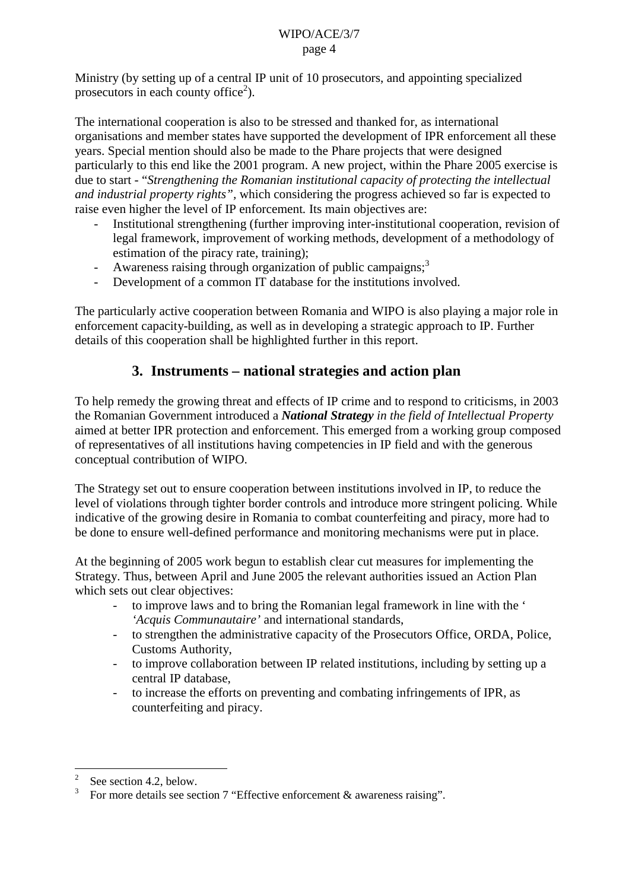Ministry (by setting up of a central IP unit of 10 prosecutors, and appointing specialized prosecutors in each county office[2]).

The international cooperation is also to be stressed and thanked for, as international organisations and member states have supported the development of IPR enforcement all these years. Special mention should also be made to the Phare projects that were designed particularly to this end like the 2001 program. A new project, within the Phare 2005 exercise is due to start - "*Strengthening the Romanian institutional capacity of protecting the intellectual and industrial property rights*", which considering the progress achieved so far is expected to raise even higher the level of IP enforcement. Its main objectives are:

- Institutional strengthening (further improving inter-institutional cooperation, revision of legal framework, improvement of working methods, development of a methodology of estimation of the piracy rate, training);
- Awareness raising through organization of public campaigns;[3]
- Development of a common IT database for the institutions involved.

The particularly active cooperation between Romania and WIPO is also playing a major role in enforcement capacity-building, as well as in developing a strategic approach to IP. Further details of this cooperation shall be highlighted further in this report.

## 3. Instruments – national strategies and action plan

To help remedy the growing threat and effects of IP crime and to respond to criticisms, in 2003 the Romanian Government introduced a ***National Strategy*** *in the field of Intellectual Property* aimed at better IPR protection and enforcement. This emerged from a working group composed of representatives of all institutions having competencies in IP field and with the generous conceptual contribution of WIPO.

The Strategy set out to ensure cooperation between institutions involved in IP, to reduce the level of violations through tighter border controls and introduce more stringent policing. While indicative of the growing desire in Romania to combat counterfeiting and piracy, more had to be done to ensure well-defined performance and monitoring mechanisms were put in place.

At the beginning of 2005 work begun to establish clear cut measures for implementing the Strategy. Thus, between April and June 2005 the relevant authorities issued an Action Plan which sets out clear objectives:

- to improve laws and to bring the Romanian legal framework in line with the ' *'Acquis Communautaire'* and international standards,
- to strengthen the administrative capacity of the Prosecutors Office, ORDA, Police, Customs Authority,
- to improve collaboration between IP related institutions, including by setting up a central IP database,
- to increase the efforts on preventing and combating infringements of IPR, as counterfeiting and piracy.

---

[2] See section 4.2, below.

[3] For more details see section 7 "Effective enforcement & awareness raising".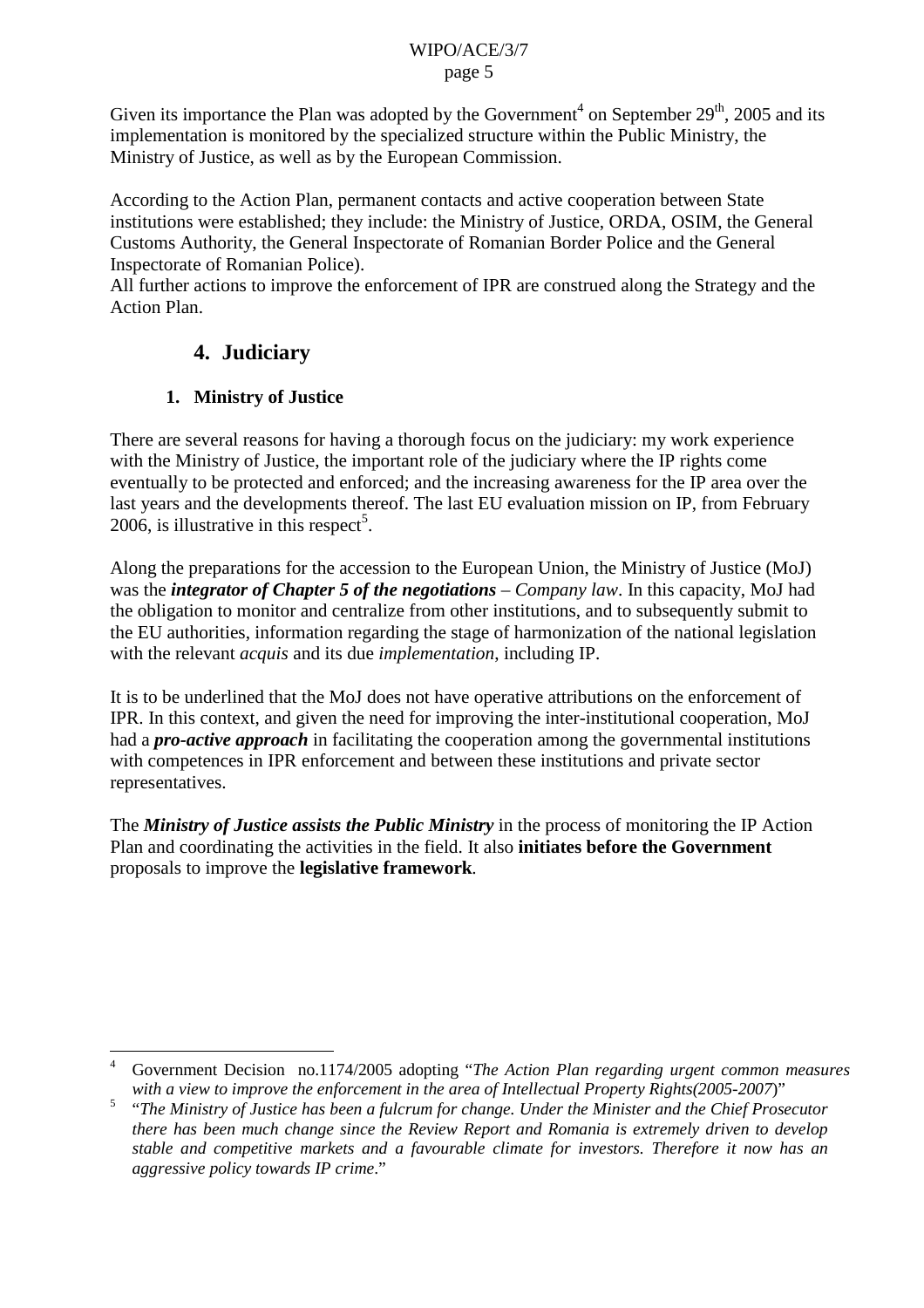Given its importance the Plan was adopted by the Government[4] on September 29th, 2005 and its implementation is monitored by the specialized structure within the Public Ministry, the Ministry of Justice, as well as by the European Commission.

According to the Action Plan, permanent contacts and active cooperation between State institutions were established; they include: the Ministry of Justice, ORDA, OSIM, the General Customs Authority, the General Inspectorate of Romanian Border Police and the General Inspectorate of Romanian Police).

All further actions to improve the enforcement of IPR are construed along the Strategy and the Action Plan.

## 4. Judiciary

### 1. Ministry of Justice

There are several reasons for having a thorough focus on the judiciary: my work experience with the Ministry of Justice, the important role of the judiciary where the IP rights come eventually to be protected and enforced; and the increasing awareness for the IP area over the last years and the developments thereof. The last EU evaluation mission on IP, from February 2006, is illustrative in this respect[5].

Along the preparations for the accession to the European Union, the Ministry of Justice (MoJ) was the ***integrator of Chapter 5 of the negotiations*** – *Company law*. In this capacity, MoJ had the obligation to monitor and centralize from other institutions, and to subsequently submit to the EU authorities, information regarding the stage of harmonization of the national legislation with the relevant *acquis* and its due *implementation*, including IP.

It is to be underlined that the MoJ does not have operative attributions on the enforcement of IPR. In this context, and given the need for improving the inter-institutional cooperation, MoJ had a ***pro-active approach*** in facilitating the cooperation among the governmental institutions with competences in IPR enforcement and between these institutions and private sector representatives.

The ***Ministry of Justice assists the Public Ministry*** in the process of monitoring the IP Action Plan and coordinating the activities in the field. It also **initiates before the Government** proposals to improve the **legislative framework**.

---

[4] Government Decision no.1174/2005 adopting "*The Action Plan regarding urgent common measures with a view to improve the enforcement in the area of Intellectual Property Rights(2005-2007*)"

[5] "*The Ministry of Justice has been a fulcrum for change. Under the Minister and the Chief Prosecutor there has been much change since the Review Report and Romania is extremely driven to develop stable and competitive markets and a favourable climate for investors. Therefore it now has an aggressive policy towards IP crime*."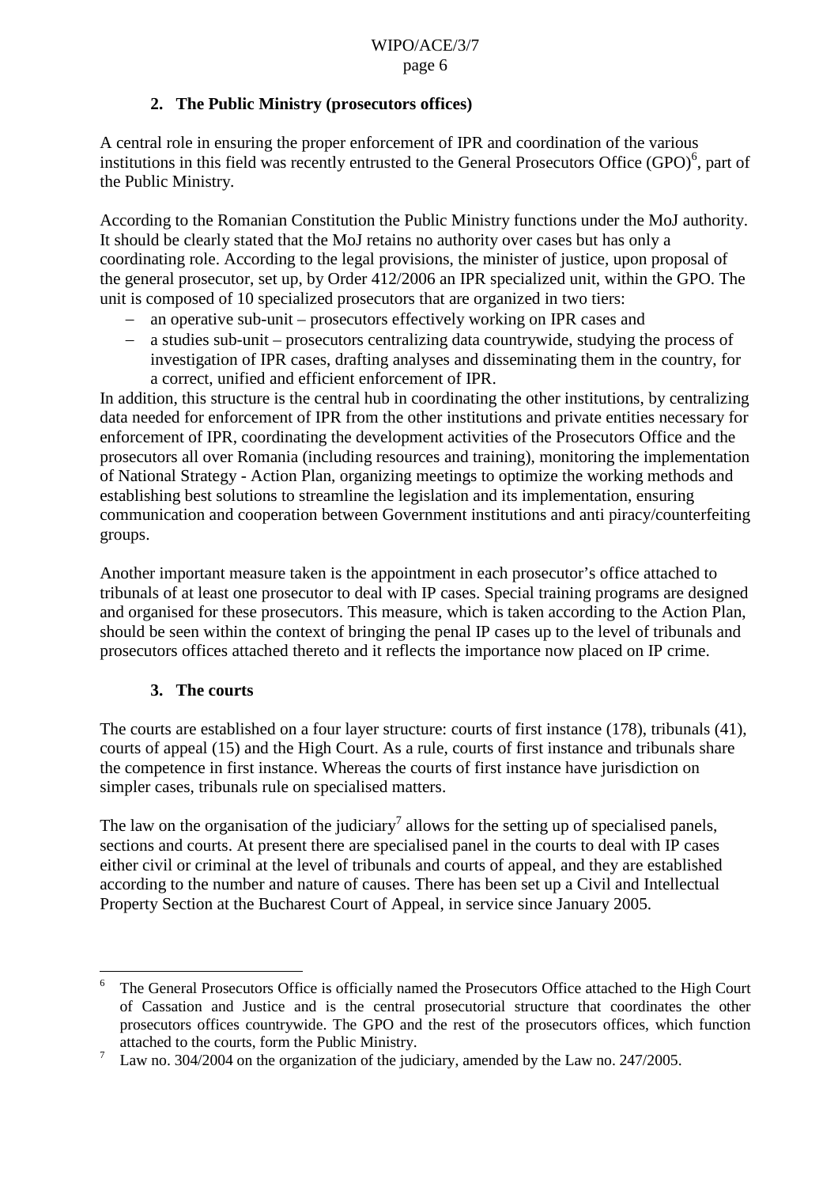## 2. The Public Ministry (prosecutors offices)

A central role in ensuring the proper enforcement of IPR and coordination of the various institutions in this field was recently entrusted to the General Prosecutors Office (GPO)[6], part of the Public Ministry.

According to the Romanian Constitution the Public Ministry functions under the MoJ authority. It should be clearly stated that the MoJ retains no authority over cases but has only a coordinating role. According to the legal provisions, the minister of justice, upon proposal of the general prosecutor, set up, by Order 412/2006 an IPR specialized unit, within the GPO. The unit is composed of 10 specialized prosecutors that are organized in two tiers:

- an operative sub-unit – prosecutors effectively working on IPR cases and
- a studies sub-unit – prosecutors centralizing data countrywide, studying the process of investigation of IPR cases, drafting analyses and disseminating them in the country, for a correct, unified and efficient enforcement of IPR.

In addition, this structure is the central hub in coordinating the other institutions, by centralizing data needed for enforcement of IPR from the other institutions and private entities necessary for enforcement of IPR, coordinating the development activities of the Prosecutors Office and the prosecutors all over Romania (including resources and training), monitoring the implementation of National Strategy - Action Plan, organizing meetings to optimize the working methods and establishing best solutions to streamline the legislation and its implementation, ensuring communication and cooperation between Government institutions and anti piracy/counterfeiting groups.

Another important measure taken is the appointment in each prosecutor's office attached to tribunals of at least one prosecutor to deal with IP cases. Special training programs are designed and organised for these prosecutors. This measure, which is taken according to the Action Plan, should be seen within the context of bringing the penal IP cases up to the level of tribunals and prosecutors offices attached thereto and it reflects the importance now placed on IP crime.

## 3. The courts

The courts are established on a four layer structure: courts of first instance (178), tribunals (41), courts of appeal (15) and the High Court. As a rule, courts of first instance and tribunals share the competence in first instance. Whereas the courts of first instance have jurisdiction on simpler cases, tribunals rule on specialised matters.

The law on the organisation of the judiciary[7] allows for the setting up of specialised panels, sections and courts. At present there are specialised panel in the courts to deal with IP cases either civil or criminal at the level of tribunals and courts of appeal, and they are established according to the number and nature of causes. There has been set up a Civil and Intellectual Property Section at the Bucharest Court of Appeal, in service since January 2005.

---

[6] The General Prosecutors Office is officially named the Prosecutors Office attached to the High Court of Cassation and Justice and is the central prosecutorial structure that coordinates the other prosecutors offices countrywide. The GPO and the rest of the prosecutors offices, which function attached to the courts, form the Public Ministry.

[7] Law no. 304/2004 on the organization of the judiciary, amended by the Law no. 247/2005.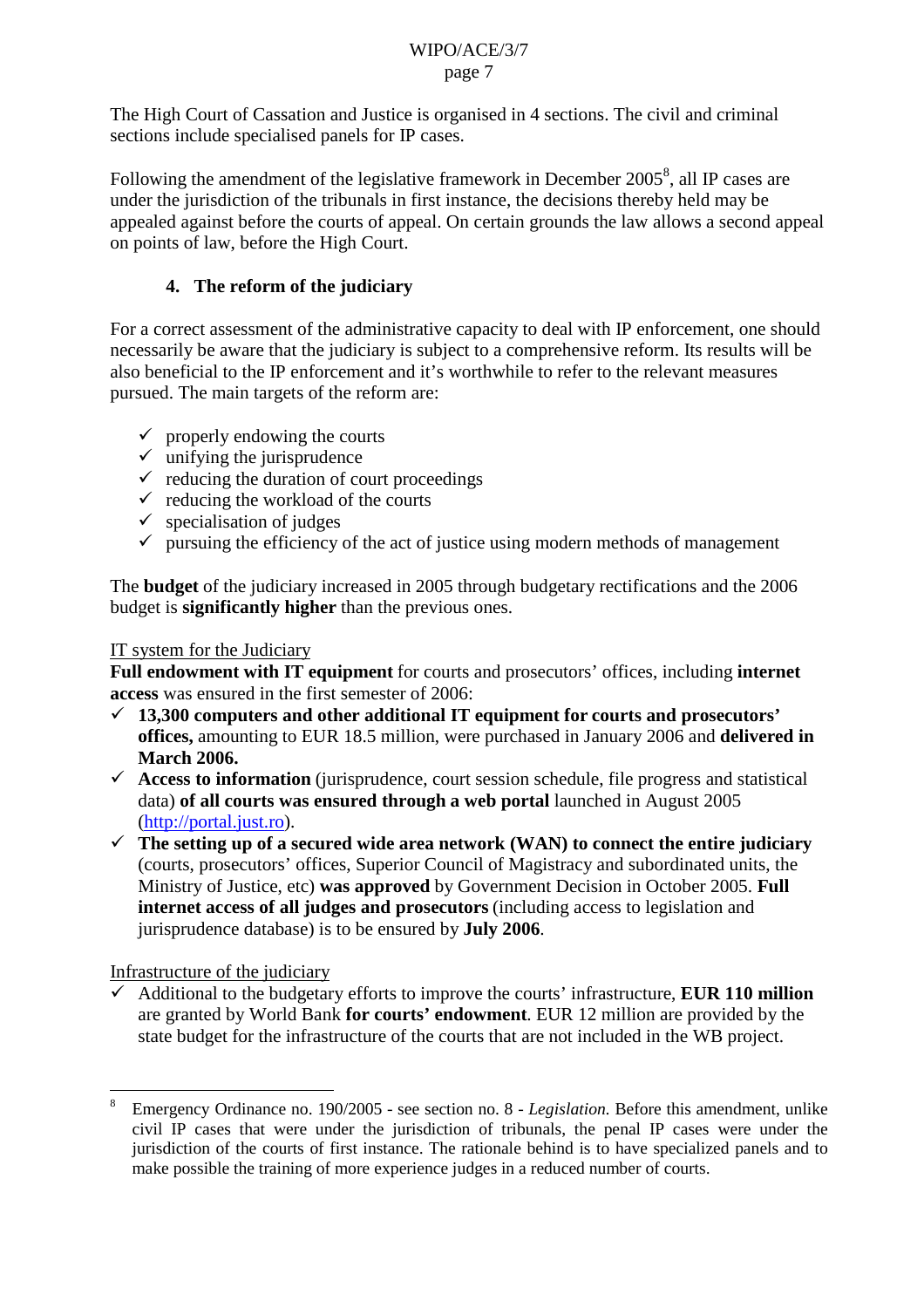The High Court of Cassation and Justice is organised in 4 sections. The civil and criminal sections include specialised panels for IP cases.

Following the amendment of the legislative framework in December 2005[8], all IP cases are under the jurisdiction of the tribunals in first instance, the decisions thereby held may be appealed against before the courts of appeal. On certain grounds the law allows a second appeal on points of law, before the High Court.

### 4. The reform of the judiciary

For a correct assessment of the administrative capacity to deal with IP enforcement, one should necessarily be aware that the judiciary is subject to a comprehensive reform. Its results will be also beneficial to the IP enforcement and it's worthwhile to refer to the relevant measures pursued. The main targets of the reform are:

- ✓ properly endowing the courts
- ✓ unifying the jurisprudence
- ✓ reducing the duration of court proceedings
- ✓ reducing the workload of the courts
- ✓ specialisation of judges
- ✓ pursuing the efficiency of the act of justice using modern methods of management

The **budget** of the judiciary increased in 2005 through budgetary rectifications and the 2006 budget is **significantly higher** than the previous ones.

<u>IT system for the Judiciary</u>

**Full endowment with IT equipment** for courts and prosecutors' offices, including **internet access** was ensured in the first semester of 2006:

- ✓ **13,300 computers and other additional IT equipment for courts and prosecutors' offices,** amounting to EUR 18.5 million, were purchased in January 2006 and **delivered in March 2006.**
- ✓ **Access to information** (jurisprudence, court session schedule, file progress and statistical data) **of all courts was ensured through a web portal** launched in August 2005 (http://portal.just.ro).
- ✓ **The setting up of a secured wide area network (WAN) to connect the entire judiciary** (courts, prosecutors' offices, Superior Council of Magistracy and subordinated units, the Ministry of Justice, etc) **was approved** by Government Decision in October 2005. **Full internet access of all judges and prosecutors** (including access to legislation and jurisprudence database) is to be ensured by **July 2006**.

<u>Infrastructure of the judiciary</u>

- ✓ Additional to the budgetary efforts to improve the courts' infrastructure, **EUR 110 million** are granted by World Bank **for courts' endowment**. EUR 12 million are provided by the state budget for the infrastructure of the courts that are not included in the WB project.

---

[8] Emergency Ordinance no. 190/2005 - see section no. 8 - *Legislation*. Before this amendment, unlike civil IP cases that were under the jurisdiction of tribunals, the penal IP cases were under the jurisdiction of the courts of first instance. The rationale behind is to have specialized panels and to make possible the training of more experience judges in a reduced number of courts.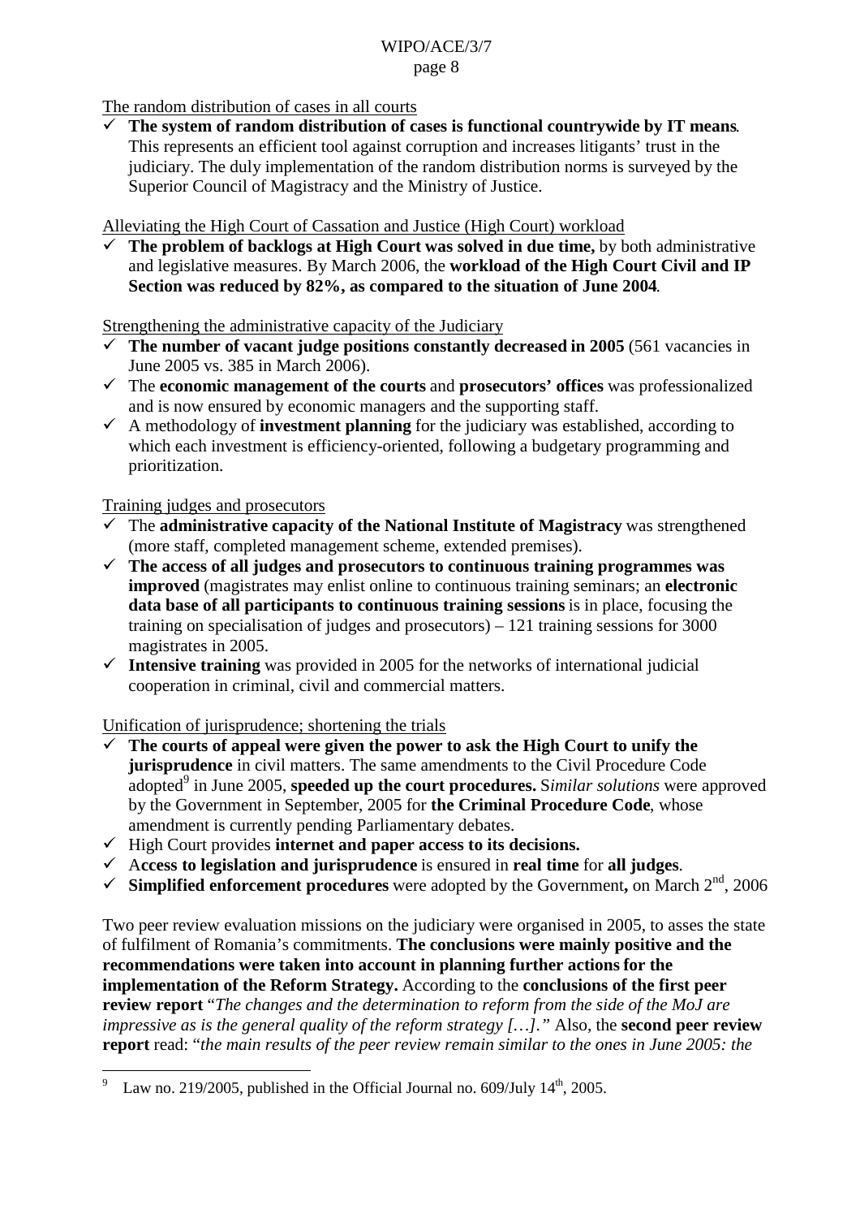The random distribution of cases in all courts

- ✓ **The system of random distribution of cases is functional countrywide by IT means**. This represents an efficient tool against corruption and increases litigants' trust in the judiciary. The duly implementation of the random distribution norms is surveyed by the Superior Council of Magistracy and the Ministry of Justice.

Alleviating the High Court of Cassation and Justice (High Court) workload

- ✓ **The problem of backlogs at High Court was solved in due time,** by both administrative and legislative measures. By March 2006, the **workload of the High Court Civil and IP Section was reduced by 82%, as compared to the situation of June 2004**.

Strengthening the administrative capacity of the Judiciary

- ✓ **The number of vacant judge positions constantly decreased in 2005** (561 vacancies in June 2005 vs. 385 in March 2006).
- ✓ The **economic management of the courts** and **prosecutors' offices** was professionalized and is now ensured by economic managers and the supporting staff.
- ✓ A methodology of **investment planning** for the judiciary was established, according to which each investment is efficiency-oriented, following a budgetary programming and prioritization.

Training judges and prosecutors

- ✓ The **administrative capacity of the National Institute of Magistracy** was strengthened (more staff, completed management scheme, extended premises).
- ✓ **The access of all judges and prosecutors to continuous training programmes was improved** (magistrates may enlist online to continuous training seminars; an **electronic data base of all participants to continuous training sessions** is in place, focusing the training on specialisation of judges and prosecutors) – 121 training sessions for 3000 magistrates in 2005.
- ✓ **Intensive training** was provided in 2005 for the networks of international judicial cooperation in criminal, civil and commercial matters.

Unification of jurisprudence; shortening the trials

- ✓ **The courts of appeal were given the power to ask the High Court to unify the jurisprudence** in civil matters. The same amendments to the Civil Procedure Code adopted[9] in June 2005, **speeded up the court procedures.** S*imilar solutions* were approved by the Government in September, 2005 for **the Criminal Procedure Code**, whose amendment is currently pending Parliamentary debates.
- ✓ High Court provides **internet and paper access to its decisions.**
- ✓ A**ccess to legislation and jurisprudence** is ensured in **real time** for **all judges**.
- ✓ **Simplified enforcement procedures** were adopted by the Government**,** on March 2nd, 2006

Two peer review evaluation missions on the judiciary were organised in 2005, to asses the state of fulfilment of Romania's commitments. **The conclusions were mainly positive and the recommendations were taken into account in planning further actions for the implementation of the Reform Strategy.** According to the **conclusions of the first peer review report** "*The changes and the determination to reform from the side of the MoJ are impressive as is the general quality of the reform strategy […].*" Also, the **second peer review report** read: "*the main results of the peer review remain similar to the ones in June 2005: the*

---

[9] Law no. 219/2005, published in the Official Journal no. 609/July 14th, 2005.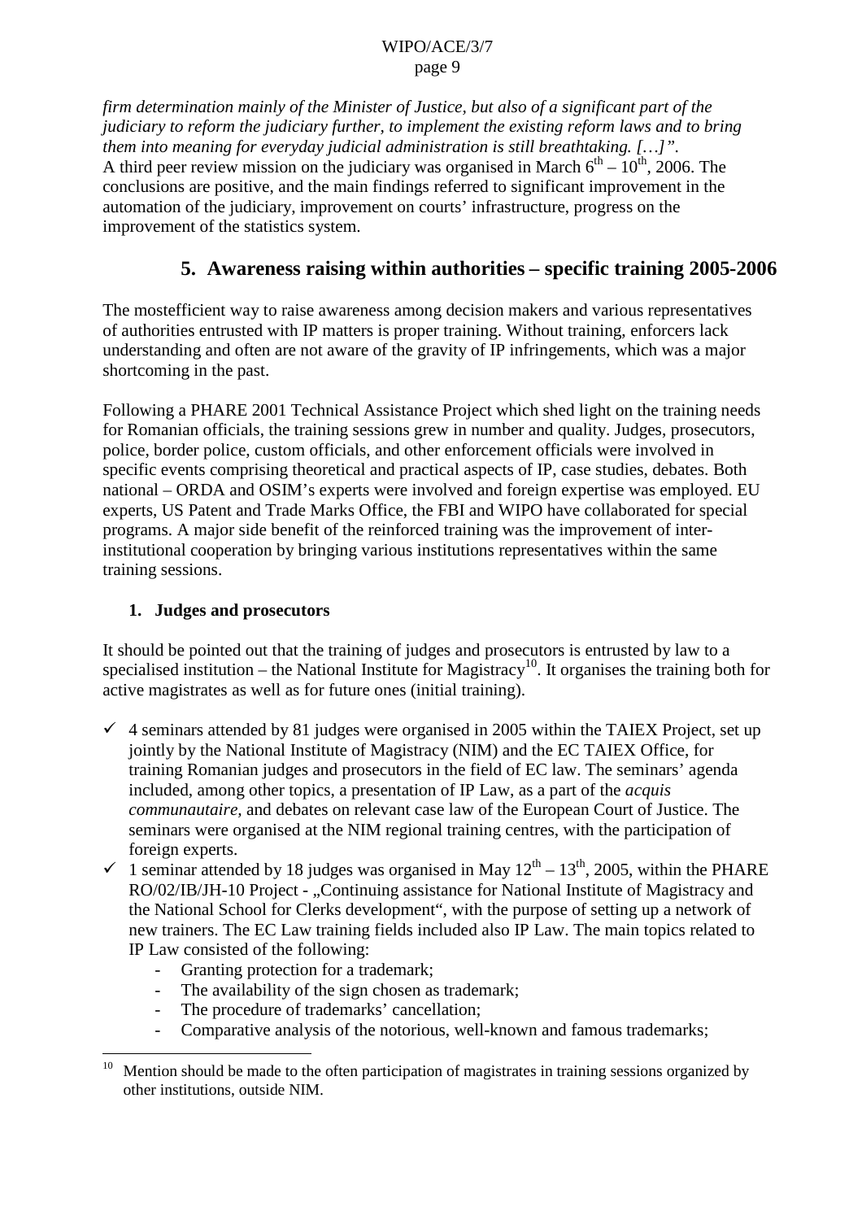*firm determination mainly of the Minister of Justice, but also of a significant part of the judiciary to reform the judiciary further, to implement the existing reform laws and to bring them into meaning for everyday judicial administration is still breathtaking. […]".*
A third peer review mission on the judiciary was organised in March 6th – 10th, 2006. The conclusions are positive, and the main findings referred to significant improvement in the automation of the judiciary, improvement on courts' infrastructure, progress on the improvement of the statistics system.

## 5. Awareness raising within authorities – specific training 2005-2006

The mostefficient way to raise awareness among decision makers and various representatives of authorities entrusted with IP matters is proper training. Without training, enforcers lack understanding and often are not aware of the gravity of IP infringements, which was a major shortcoming in the past.

Following a PHARE 2001 Technical Assistance Project which shed light on the training needs for Romanian officials, the training sessions grew in number and quality. Judges, prosecutors, police, border police, custom officials, and other enforcement officials were involved in specific events comprising theoretical and practical aspects of IP, case studies, debates. Both national – ORDA and OSIM's experts were involved and foreign expertise was employed. EU experts, US Patent and Trade Marks Office, the FBI and WIPO have collaborated for special programs. A major side benefit of the reinforced training was the improvement of inter-institutional cooperation by bringing various institutions representatives within the same training sessions.

### 1. Judges and prosecutors

It should be pointed out that the training of judges and prosecutors is entrusted by law to a specialised institution – the National Institute for Magistracy[10]. It organises the training both for active magistrates as well as for future ones (initial training).

- ✓ 4 seminars attended by 81 judges were organised in 2005 within the TAIEX Project, set up jointly by the National Institute of Magistracy (NIM) and the EC TAIEX Office, for training Romanian judges and prosecutors in the field of EC law. The seminars' agenda included, among other topics, a presentation of IP Law, as a part of the *acquis communautaire,* and debates on relevant case law of the European Court of Justice. The seminars were organised at the NIM regional training centres, with the participation of foreign experts.
- ✓ 1 seminar attended by 18 judges was organised in May 12th – 13th, 2005, within the PHARE RO/02/IB/JH-10 Project - „Continuing assistance for National Institute of Magistracy and the National School for Clerks development", with the purpose of setting up a network of new trainers. The EC Law training fields included also IP Law. The main topics related to IP Law consisted of the following:
  - Granting protection for a trademark;
  - The availability of the sign chosen as trademark;
  - The procedure of trademarks' cancellation;
  - Comparative analysis of the notorious, well-known and famous trademarks;

---

[10] Mention should be made to the often participation of magistrates in training sessions organized by other institutions, outside NIM.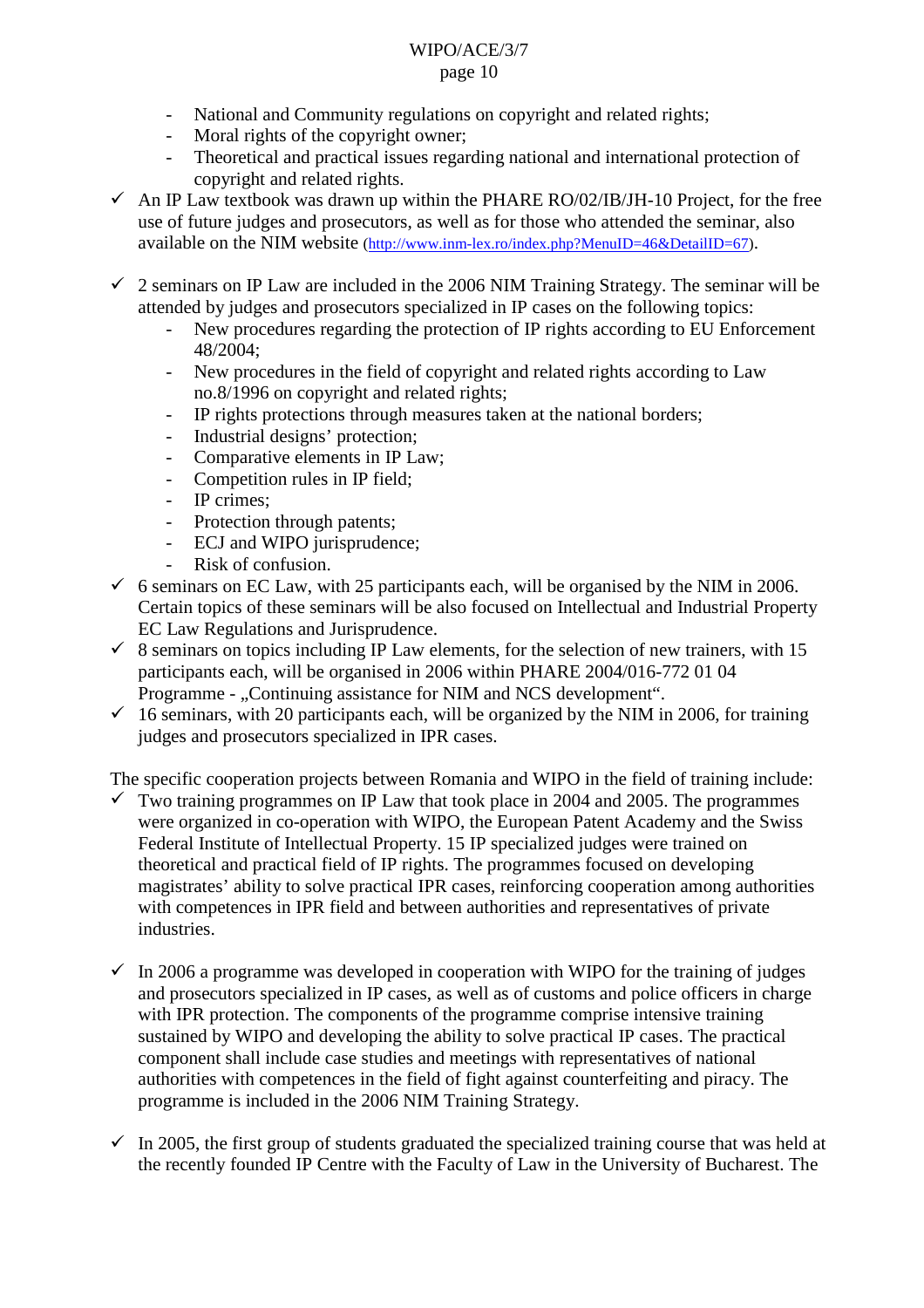- National and Community regulations on copyright and related rights;
- Moral rights of the copyright owner;
- Theoretical and practical issues regarding national and international protection of copyright and related rights.

✓ An IP Law textbook was drawn up within the PHARE RO/02/IB/JH-10 Project, for the free use of future judges and prosecutors, as well as for those who attended the seminar, also available on the NIM website (http://www.inm-lex.ro/index.php?MenuID=46&DetailID=67).

✓ 2 seminars on IP Law are included in the 2006 NIM Training Strategy. The seminar will be attended by judges and prosecutors specialized in IP cases on the following topics:
  - New procedures regarding the protection of IP rights according to EU Enforcement 48/2004;
  - New procedures in the field of copyright and related rights according to Law no.8/1996 on copyright and related rights;
  - IP rights protections through measures taken at the national borders;
  - Industrial designs' protection;
  - Comparative elements in IP Law;
  - Competition rules in IP field;
  - IP crimes;
  - Protection through patents;
  - ECJ and WIPO jurisprudence;
  - Risk of confusion.

✓ 6 seminars on EC Law, with 25 participants each, will be organised by the NIM in 2006. Certain topics of these seminars will be also focused on Intellectual and Industrial Property EC Law Regulations and Jurisprudence.

✓ 8 seminars on topics including IP Law elements, for the selection of new trainers, with 15 participants each, will be organised in 2006 within PHARE 2004/016-772 01 04 Programme - „Continuing assistance for NIM and NCS development".

✓ 16 seminars, with 20 participants each, will be organized by the NIM in 2006, for training judges and prosecutors specialized in IPR cases.

The specific cooperation projects between Romania and WIPO in the field of training include:

✓ Two training programmes on IP Law that took place in 2004 and 2005. The programmes were organized in co-operation with WIPO, the European Patent Academy and the Swiss Federal Institute of Intellectual Property. 15 IP specialized judges were trained on theoretical and practical field of IP rights. The programmes focused on developing magistrates' ability to solve practical IPR cases, reinforcing cooperation among authorities with competences in IPR field and between authorities and representatives of private industries.

✓ In 2006 a programme was developed in cooperation with WIPO for the training of judges and prosecutors specialized in IP cases, as well as of customs and police officers in charge with IPR protection. The components of the programme comprise intensive training sustained by WIPO and developing the ability to solve practical IP cases. The practical component shall include case studies and meetings with representatives of national authorities with competences in the field of fight against counterfeiting and piracy. The programme is included in the 2006 NIM Training Strategy.

✓ In 2005, the first group of students graduated the specialized training course that was held at the recently founded IP Centre with the Faculty of Law in the University of Bucharest. The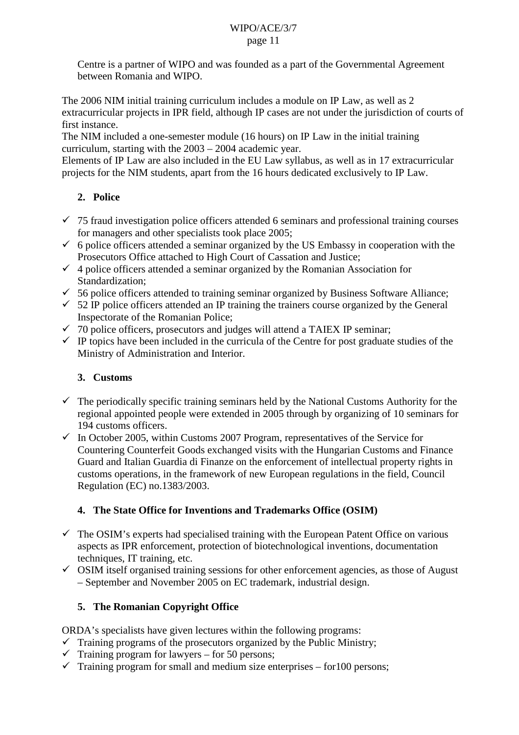Centre is a partner of WIPO and was founded as a part of the Governmental Agreement between Romania and WIPO.

The 2006 NIM initial training curriculum includes a module on IP Law, as well as 2 extracurricular projects in IPR field, although IP cases are not under the jurisdiction of courts of first instance.
The NIM included a one-semester module (16 hours) on IP Law in the initial training curriculum, starting with the 2003 – 2004 academic year.
Elements of IP Law are also included in the EU Law syllabus, as well as in 17 extracurricular projects for the NIM students, apart from the 16 hours dedicated exclusively to IP Law.

2. **Police**

- ✓ 75 fraud investigation police officers attended 6 seminars and professional training courses for managers and other specialists took place 2005;
- ✓ 6 police officers attended a seminar organized by the US Embassy in cooperation with the Prosecutors Office attached to High Court of Cassation and Justice;
- ✓ 4 police officers attended a seminar organized by the Romanian Association for Standardization;
- ✓ 56 police officers attended to training seminar organized by Business Software Alliance;
- ✓ 52 IP police officers attended an IP training the trainers course organized by the General Inspectorate of the Romanian Police;
- ✓ 70 police officers, prosecutors and judges will attend a TAIEX IP seminar;
- ✓ IP topics have been included in the curricula of the Centre for post graduate studies of the Ministry of Administration and Interior.

3. **Customs**

- ✓ The periodically specific training seminars held by the National Customs Authority for the regional appointed people were extended in 2005 through by organizing of 10 seminars for 194 customs officers.
- ✓ In October 2005, within Customs 2007 Program, representatives of the Service for Countering Counterfeit Goods exchanged visits with the Hungarian Customs and Finance Guard and Italian Guardia di Finanze on the enforcement of intellectual property rights in customs operations, in the framework of new European regulations in the field, Council Regulation (EC) no.1383/2003.

4. **The State Office for Inventions and Trademarks Office (OSIM)**

- ✓ The OSIM's experts had specialised training with the European Patent Office on various aspects as IPR enforcement, protection of biotechnological inventions, documentation techniques, IT training, etc.
- ✓ OSIM itself organised training sessions for other enforcement agencies, as those of August – September and November 2005 on EC trademark, industrial design.

5. **The Romanian Copyright Office**

ORDA's specialists have given lectures within the following programs:

- ✓ Training programs of the prosecutors organized by the Public Ministry;
- ✓ Training program for lawyers – for 50 persons;
- ✓ Training program for small and medium size enterprises – for100 persons;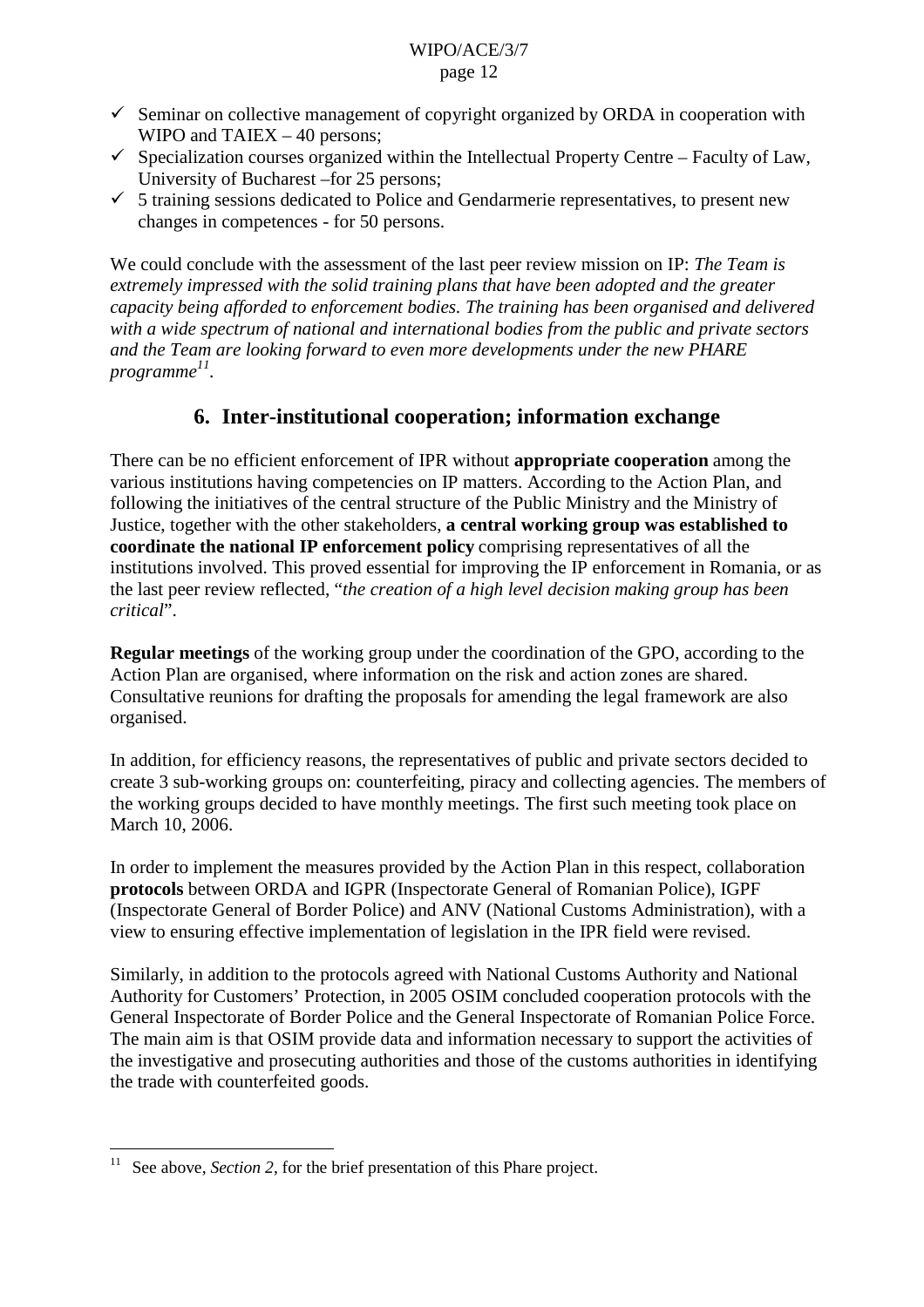- ✓ Seminar on collective management of copyright organized by ORDA in cooperation with WIPO and TAIEX – 40 persons;
- ✓ Specialization courses organized within the Intellectual Property Centre – Faculty of Law, University of Bucharest –for 25 persons;
- ✓ 5 training sessions dedicated to Police and Gendarmerie representatives, to present new changes in competences - for 50 persons.

We could conclude with the assessment of the last peer review mission on IP: *The Team is extremely impressed with the solid training plans that have been adopted and the greater capacity being afforded to enforcement bodies. The training has been organised and delivered with a wide spectrum of national and international bodies from the public and private sectors and the Team are looking forward to even more developments under the new PHARE programme*[11].

## 6. Inter-institutional cooperation; information exchange

There can be no efficient enforcement of IPR without **appropriate cooperation** among the various institutions having competencies on IP matters. According to the Action Plan, and following the initiatives of the central structure of the Public Ministry and the Ministry of Justice, together with the other stakeholders, **a central working group was established to coordinate the national IP enforcement policy** comprising representatives of all the institutions involved. This proved essential for improving the IP enforcement in Romania, or as the last peer review reflected, "*the creation of a high level decision making group has been critical*".

**Regular meetings** of the working group under the coordination of the GPO, according to the Action Plan are organised, where information on the risk and action zones are shared. Consultative reunions for drafting the proposals for amending the legal framework are also organised.

In addition, for efficiency reasons, the representatives of public and private sectors decided to create 3 sub-working groups on: counterfeiting, piracy and collecting agencies. The members of the working groups decided to have monthly meetings. The first such meeting took place on March 10, 2006.

In order to implement the measures provided by the Action Plan in this respect, collaboration **protocols** between ORDA and IGPR (Inspectorate General of Romanian Police), IGPF (Inspectorate General of Border Police) and ANV (National Customs Administration), with a view to ensuring effective implementation of legislation in the IPR field were revised.

Similarly, in addition to the protocols agreed with National Customs Authority and National Authority for Customers' Protection, in 2005 OSIM concluded cooperation protocols with the General Inspectorate of Border Police and the General Inspectorate of Romanian Police Force. The main aim is that OSIM provide data and information necessary to support the activities of the investigative and prosecuting authorities and those of the customs authorities in identifying the trade with counterfeited goods.

---

[11] See above, *Section 2*, for the brief presentation of this Phare project.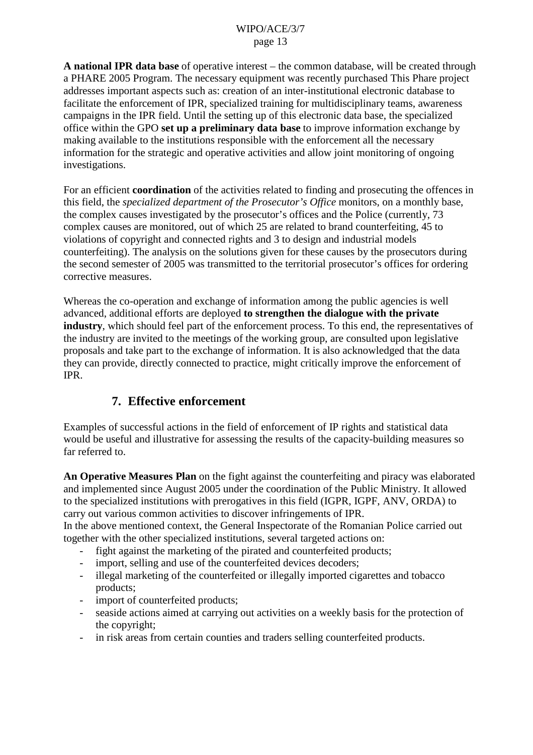**A national IPR data base** of operative interest – the common database, will be created through a PHARE 2005 Program. The necessary equipment was recently purchased This Phare project addresses important aspects such as: creation of an inter-institutional electronic database to facilitate the enforcement of IPR, specialized training for multidisciplinary teams, awareness campaigns in the IPR field. Until the setting up of this electronic data base, the specialized office within the GPO **set up a preliminary data base** to improve information exchange by making available to the institutions responsible with the enforcement all the necessary information for the strategic and operative activities and allow joint monitoring of ongoing investigations.

For an efficient **coordination** of the activities related to finding and prosecuting the offences in this field, the *specialized department of the Prosecutor's Office* monitors, on a monthly base, the complex causes investigated by the prosecutor's offices and the Police (currently, 73 complex causes are monitored, out of which 25 are related to brand counterfeiting, 45 to violations of copyright and connected rights and 3 to design and industrial models counterfeiting). The analysis on the solutions given for these causes by the prosecutors during the second semester of 2005 was transmitted to the territorial prosecutor's offices for ordering corrective measures.

Whereas the co-operation and exchange of information among the public agencies is well advanced, additional efforts are deployed **to strengthen the dialogue with the private industry**, which should feel part of the enforcement process. To this end, the representatives of the industry are invited to the meetings of the working group, are consulted upon legislative proposals and take part to the exchange of information. It is also acknowledged that the data they can provide, directly connected to practice, might critically improve the enforcement of IPR.

## 7. Effective enforcement

Examples of successful actions in the field of enforcement of IP rights and statistical data would be useful and illustrative for assessing the results of the capacity-building measures so far referred to.

**An Operative Measures Plan** on the fight against the counterfeiting and piracy was elaborated and implemented since August 2005 under the coordination of the Public Ministry. It allowed to the specialized institutions with prerogatives in this field (IGPR, IGPF, ANV, ORDA) to carry out various common activities to discover infringements of IPR.
In the above mentioned context, the General Inspectorate of the Romanian Police carried out together with the other specialized institutions, several targeted actions on:

- fight against the marketing of the pirated and counterfeited products;
- import, selling and use of the counterfeited devices decoders;
- illegal marketing of the counterfeited or illegally imported cigarettes and tobacco products;
- import of counterfeited products;
- seaside actions aimed at carrying out activities on a weekly basis for the protection of the copyright;
- in risk areas from certain counties and traders selling counterfeited products.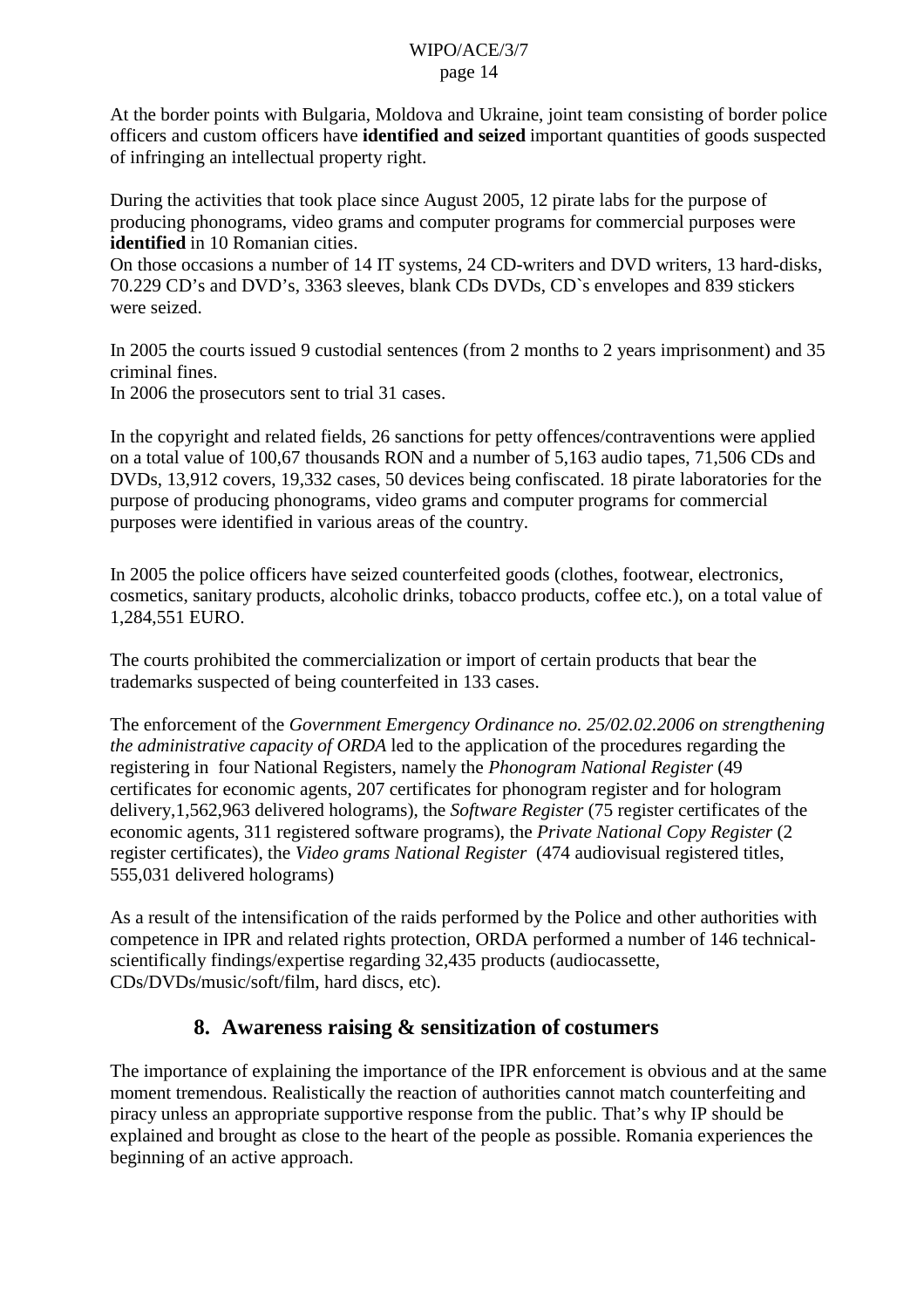At the border points with Bulgaria, Moldova and Ukraine, joint team consisting of border police officers and custom officers have **identified and seized** important quantities of goods suspected of infringing an intellectual property right.

During the activities that took place since August 2005, 12 pirate labs for the purpose of producing phonograms, video grams and computer programs for commercial purposes were **identified** in 10 Romanian cities.
On those occasions a number of 14 IT systems, 24 CD-writers and DVD writers, 13 hard-disks, 70.229 CD's and DVD's, 3363 sleeves, blank CDs DVDs, CD`s envelopes and 839 stickers were seized.

In 2005 the courts issued 9 custodial sentences (from 2 months to 2 years imprisonment) and 35 criminal fines.
In 2006 the prosecutors sent to trial 31 cases.

In the copyright and related fields, 26 sanctions for petty offences/contraventions were applied on a total value of 100,67 thousands RON and a number of 5,163 audio tapes, 71,506 CDs and DVDs, 13,912 covers, 19,332 cases, 50 devices being confiscated. 18 pirate laboratories for the purpose of producing phonograms, video grams and computer programs for commercial purposes were identified in various areas of the country.

In 2005 the police officers have seized counterfeited goods (clothes, footwear, electronics, cosmetics, sanitary products, alcoholic drinks, tobacco products, coffee etc.), on a total value of 1,284,551 EURO.

The courts prohibited the commercialization or import of certain products that bear the trademarks suspected of being counterfeited in 133 cases.

The enforcement of the *Government Emergency Ordinance no. 25/02.02.2006 on strengthening the administrative capacity of ORDA* led to the application of the procedures regarding the registering in four National Registers, namely the *Phonogram National Register* (49 certificates for economic agents, 207 certificates for phonogram register and for hologram delivery,1,562,963 delivered holograms), the *Software Register* (75 register certificates of the economic agents, 311 registered software programs), the *Private National Copy Register* (2 register certificates), the *Video grams National Register* (474 audiovisual registered titles, 555,031 delivered holograms)

As a result of the intensification of the raids performed by the Police and other authorities with competence in IPR and related rights protection, ORDA performed a number of 146 technical-scientifically findings/expertise regarding 32,435 products (audiocassette, CDs/DVDs/music/soft/film, hard discs, etc).

## 8. Awareness raising & sensitization of costumers

The importance of explaining the importance of the IPR enforcement is obvious and at the same moment tremendous. Realistically the reaction of authorities cannot match counterfeiting and piracy unless an appropriate supportive response from the public. That's why IP should be explained and brought as close to the heart of the people as possible. Romania experiences the beginning of an active approach.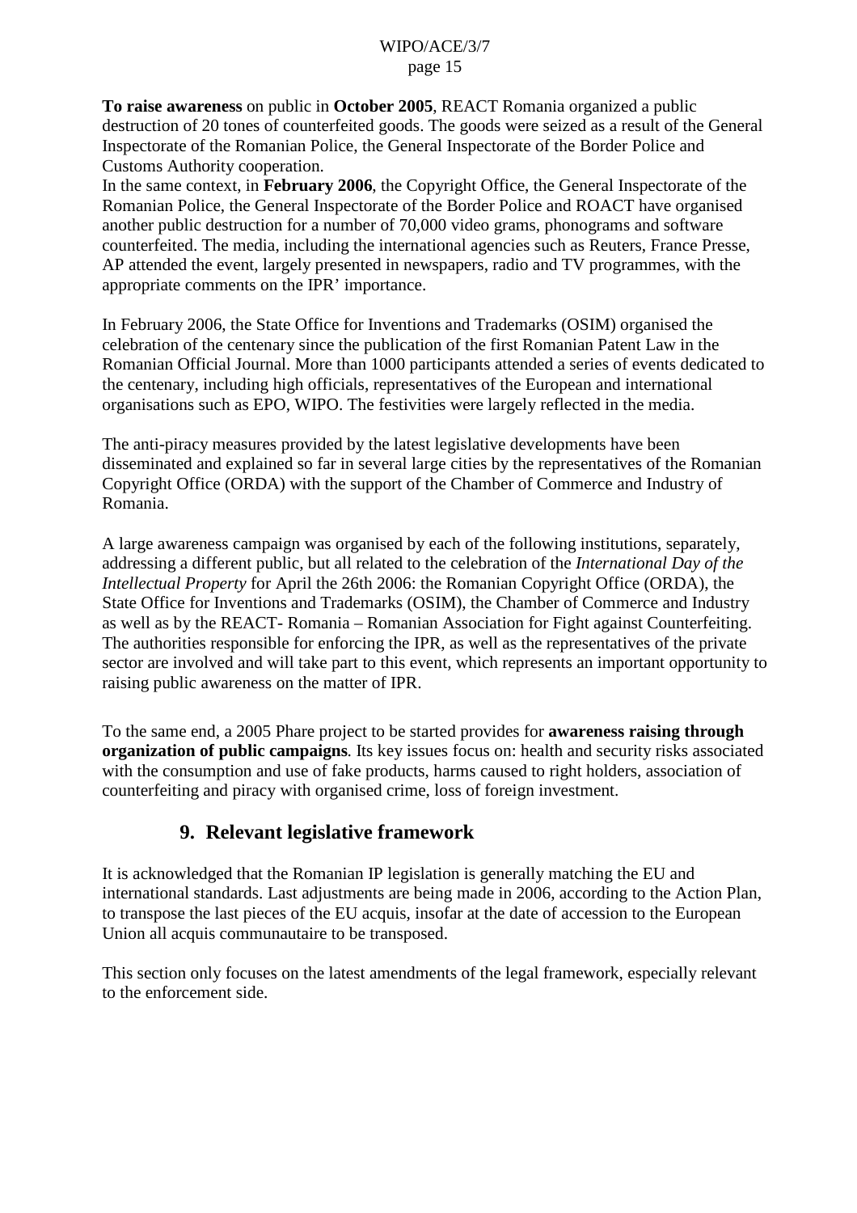**To raise awareness** on public in **October 2005**, REACT Romania organized a public destruction of 20 tones of counterfeited goods. The goods were seized as a result of the General Inspectorate of the Romanian Police, the General Inspectorate of the Border Police and Customs Authority cooperation.
In the same context, in **February 2006**, the Copyright Office, the General Inspectorate of the Romanian Police, the General Inspectorate of the Border Police and ROACT have organised another public destruction for a number of 70,000 video grams, phonograms and software counterfeited. The media, including the international agencies such as Reuters, France Presse, AP attended the event, largely presented in newspapers, radio and TV programmes, with the appropriate comments on the IPR' importance.

In February 2006, the State Office for Inventions and Trademarks (OSIM) organised the celebration of the centenary since the publication of the first Romanian Patent Law in the Romanian Official Journal. More than 1000 participants attended a series of events dedicated to the centenary, including high officials, representatives of the European and international organisations such as EPO, WIPO. The festivities were largely reflected in the media.

The anti-piracy measures provided by the latest legislative developments have been disseminated and explained so far in several large cities by the representatives of the Romanian Copyright Office (ORDA) with the support of the Chamber of Commerce and Industry of Romania.

A large awareness campaign was organised by each of the following institutions, separately, addressing a different public, but all related to the celebration of the *International Day of the Intellectual Property* for April the 26th 2006: the Romanian Copyright Office (ORDA), the State Office for Inventions and Trademarks (OSIM), the Chamber of Commerce and Industry as well as by the REACT- Romania – Romanian Association for Fight against Counterfeiting. The authorities responsible for enforcing the IPR, as well as the representatives of the private sector are involved and will take part to this event, which represents an important opportunity to raising public awareness on the matter of IPR.

To the same end, a 2005 Phare project to be started provides for **awareness raising through organization of public campaigns**. Its key issues focus on: health and security risks associated with the consumption and use of fake products, harms caused to right holders, association of counterfeiting and piracy with organised crime, loss of foreign investment.

## 9. Relevant legislative framework

It is acknowledged that the Romanian IP legislation is generally matching the EU and international standards. Last adjustments are being made in 2006, according to the Action Plan, to transpose the last pieces of the EU acquis, insofar at the date of accession to the European Union all acquis communautaire to be transposed.

This section only focuses on the latest amendments of the legal framework, especially relevant to the enforcement side.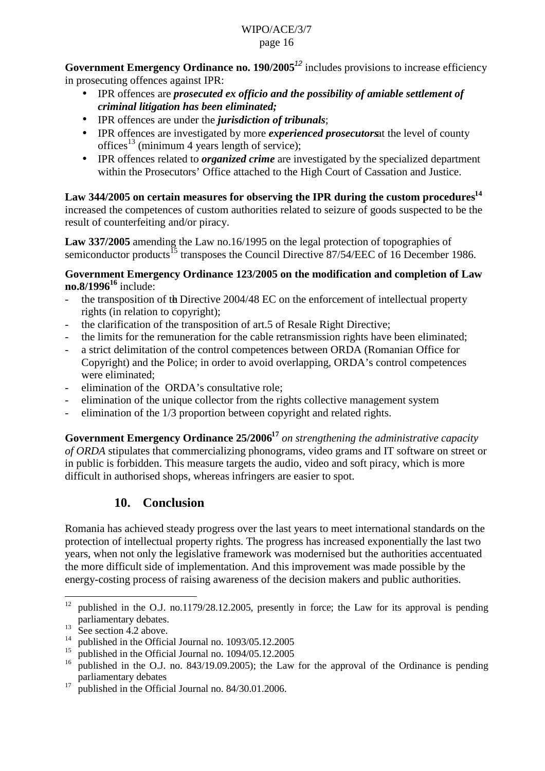**Government Emergency Ordinance no. 190/2005**[12] includes provisions to increase efficiency in prosecuting offences against IPR:

- IPR offences are ***prosecuted ex officio and the possibility of amiable settlement of criminal litigation has been eliminated;***
- IPR offences are under the ***jurisdiction of tribunals***;
- IPR offences are investigated by more ***experienced prosecutors*** at the level of county offices[13] (minimum 4 years length of service);
- IPR offences related to ***organized crime*** are investigated by the specialized department within the Prosecutors' Office attached to the High Court of Cassation and Justice.

**Law 344/2005 on certain measures for observing the IPR during the custom procedures**[14] increased the competences of custom authorities related to seizure of goods suspected to be the result of counterfeiting and/or piracy.

**Law 337/2005** amending the Law no.16/1995 on the legal protection of topographies of semiconductor products[15] transposes the Council Directive 87/54/EEC of 16 December 1986.

**Government Emergency Ordinance 123/2005 on the modification and completion of Law no.8/1996**[16] include:

- the transposition of the Directive 2004/48 EC on the enforcement of intellectual property rights (in relation to copyright);
- the clarification of the transposition of art.5 of Resale Right Directive;
- the limits for the remuneration for the cable retransmission rights have been eliminated;
- a strict delimitation of the control competences between ORDA (Romanian Office for Copyright) and the Police; in order to avoid overlapping, ORDA's control competences were eliminated;
- elimination of the ORDA's consultative role;
- elimination of the unique collector from the rights collective management system
- elimination of the 1/3 proportion between copyright and related rights.

**Government Emergency Ordinance 25/2006**[17] *on strengthening the administrative capacity of ORDA* stipulates that commercializing phonograms, video grams and IT software on street or in public is forbidden. This measure targets the audio, video and soft piracy, which is more difficult in authorised shops, whereas infringers are easier to spot.

## 10. Conclusion

Romania has achieved steady progress over the last years to meet international standards on the protection of intellectual property rights. The progress has increased exponentially the last two years, when not only the legislative framework was modernised but the authorities accentuated the more difficult side of implementation. And this improvement was made possible by the energy-costing process of raising awareness of the decision makers and public authorities.

---

[12] published in the O.J. no.1179/28.12.2005, presently in force; the Law for its approval is pending parliamentary debates.

[13] See section 4.2 above.

[14] published in the Official Journal no. 1093/05.12.2005

[15] published in the Official Journal no. 1094/05.12.2005

[16] published in the O.J. no. 843/19.09.2005); the Law for the approval of the Ordinance is pending parliamentary debates

[17] published in the Official Journal no. 84/30.01.2006.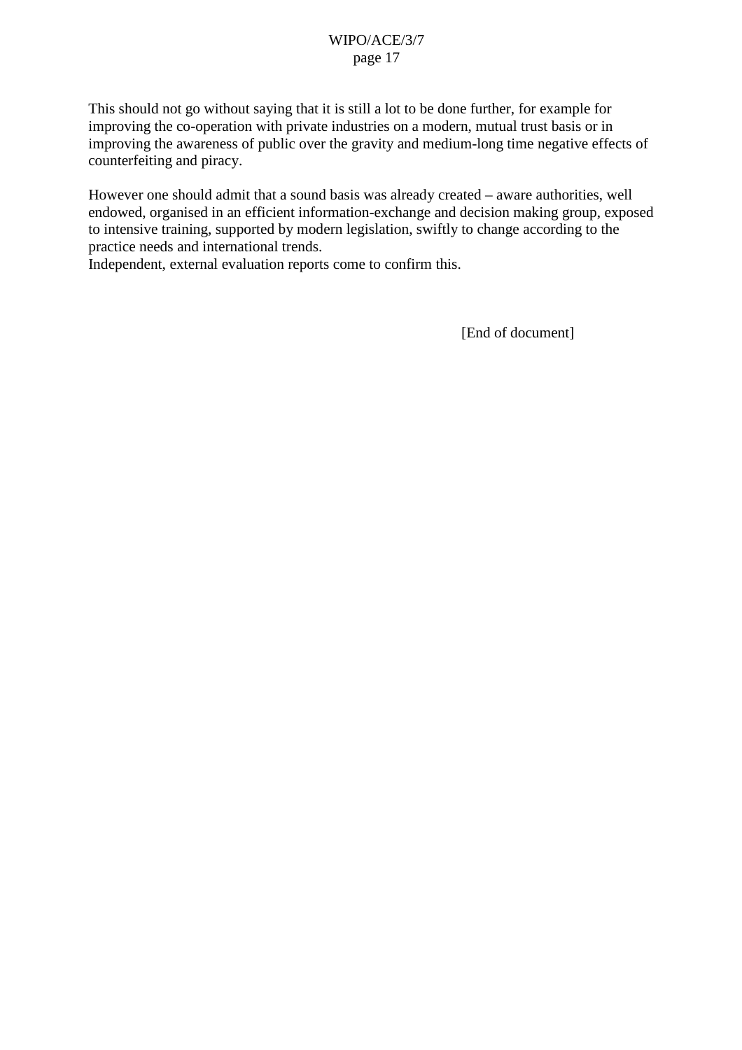This should not go without saying that it is still a lot to be done further, for example for improving the co-operation with private industries on a modern, mutual trust basis or in improving the awareness of public over the gravity and medium-long time negative effects of counterfeiting and piracy.

However one should admit that a sound basis was already created – aware authorities, well endowed, organised in an efficient information-exchange and decision making group, exposed to intensive training, supported by modern legislation, swiftly to change according to the practice needs and international trends.
Independent, external evaluation reports come to confirm this.

[End of document]